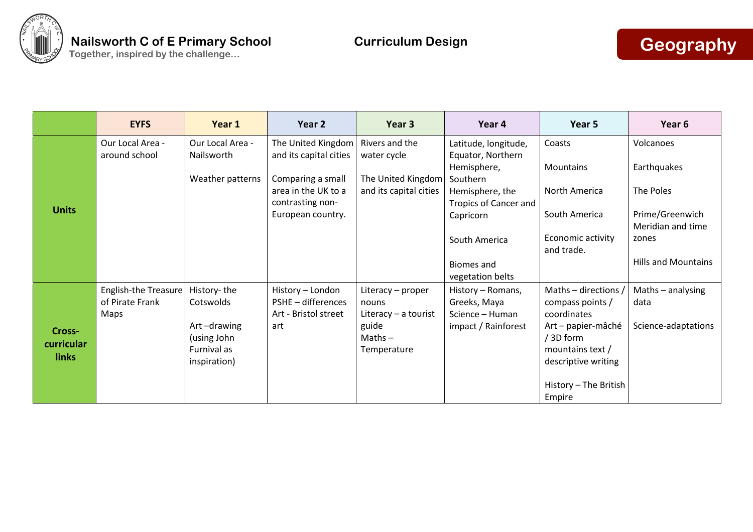# Nailsworth C of E Primary School

Together, inspired by the challenge…

## Curriculum Design

## Geography

| | EYFS | Year 1 | Year 2 | Year 3 | Year 4 | Year 5 | Year 6 |
|---|---|---|---|---|---|---|---|
| **Units** | Our Local Area - around school | Our Local Area - Nailsworth<br><br>Weather patterns | The United Kingdom and its capital cities<br><br>Comparing a small area in the UK to a contrasting non-European country. | Rivers and the water cycle<br><br>The United Kingdom and its capital cities | Latitude, longitude, Equator, Northern Hemisphere, Southern Hemisphere, the Tropics of Cancer and Capricorn<br><br>South America<br><br>Biomes and vegetation belts | Coasts<br><br>Mountains<br><br>North America<br><br>South America<br><br>Economic activity and trade. | Volcanoes<br><br>Earthquakes<br><br>The Poles<br><br>Prime/Greenwich Meridian and time zones<br><br>Hills and Mountains |
| **Cross-curricular links** | English-the Treasure of Pirate Frank Maps | History- the Cotswolds<br><br>Art –drawing (using John Furnival as inspiration) | History – London<br>PSHE – differences<br>Art - Bristol street art | Literacy – proper nouns<br>Literacy – a tourist guide<br>Maths – Temperature | History – Romans, Greeks, Maya<br>Science – Human impact / Rainforest | Maths – directions / compass points / coordinates<br>Art – papier-mâché / 3D form<br>mountains text / descriptive writing<br><br>History – The British Empire | Maths – analysing data<br><br>Science-adaptations |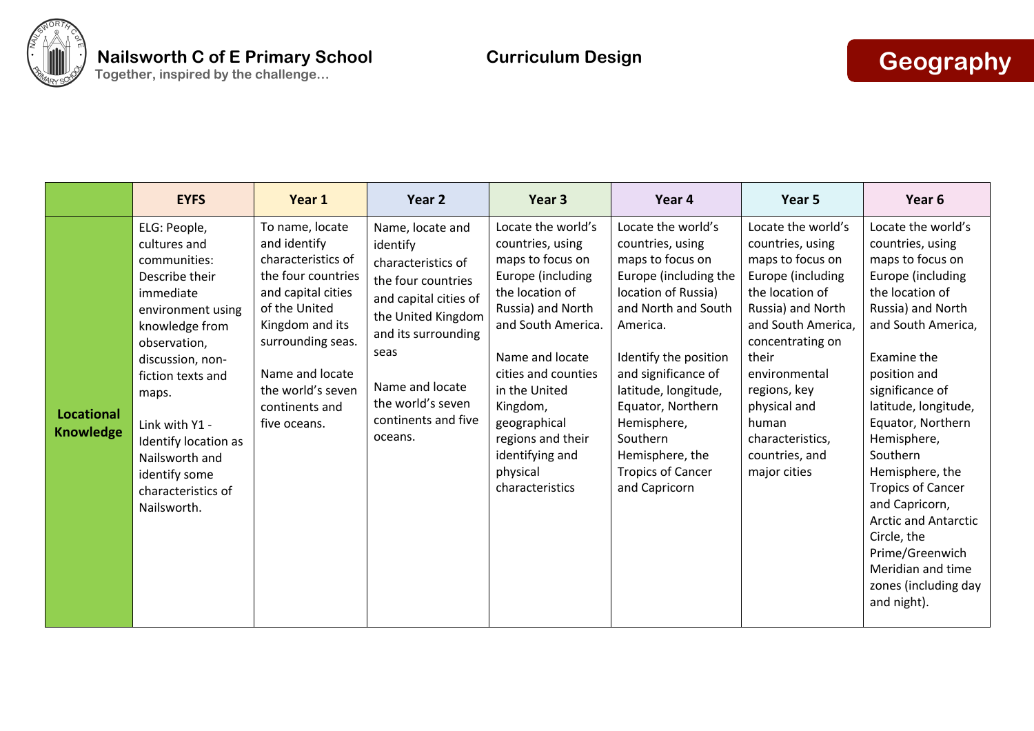**Nailsworth C of E Primary School**
Together, inspired by the challenge…

**Curriculum Design**

# Geography

| | EYFS | Year 1 | Year 2 | Year 3 | Year 4 | Year 5 | Year 6 |
|---|---|---|---|---|---|---|---|
| **Locational Knowledge** | ELG: People, cultures and communities: Describe their immediate environment using knowledge from observation, discussion, non-fiction texts and maps.<br><br>Link with Y1 - Identify location as Nailsworth and identify some characteristics of Nailsworth. | To name, locate and identify characteristics of the four countries and capital cities of the United Kingdom and its surrounding seas.<br><br>Name and locate the world's seven continents and five oceans. | Name, locate and identify characteristics of the four countries and capital cities of the United Kingdom and its surrounding seas<br><br>Name and locate the world's seven continents and five oceans. | Locate the world's countries, using maps to focus on Europe (including the location of Russia) and North and South America.<br><br>Name and locate cities and counties in the United Kingdom, geographical regions and their identifying and physical characteristics | Locate the world's countries, using maps to focus on Europe (including the location of Russia) and North and South America.<br><br>Identify the position and significance of latitude, longitude, Equator, Northern Hemisphere, Southern Hemisphere, the Tropics of Cancer and Capricorn | Locate the world's countries, using maps to focus on Europe (including the location of Russia) and North and South America, concentrating on their environmental regions, key physical and human characteristics, countries, and major cities | Locate the world's countries, using maps to focus on Europe (including the location of Russia) and North and South America,<br><br>Examine the position and significance of latitude, longitude, Equator, Northern Hemisphere, Southern Hemisphere, the Tropics of Cancer and Capricorn, Arctic and Antarctic Circle, the Prime/Greenwich Meridian and time zones (including day and night). |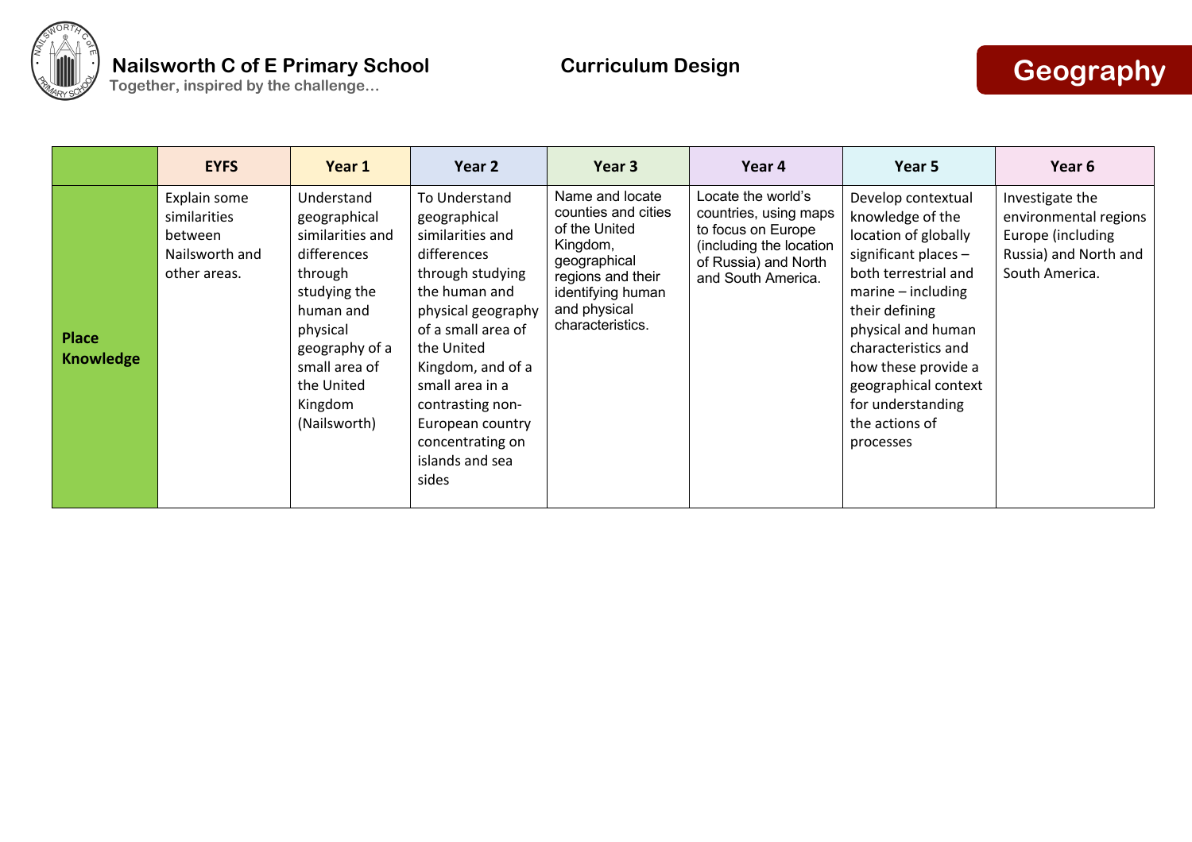# Nailsworth C of E Primary School

Together, inspired by the challenge…

## Curriculum Design

## Geography

| | EYFS | Year 1 | Year 2 | Year 3 | Year 4 | Year 5 | Year 6 |
|---|---|---|---|---|---|---|---|
| **Place Knowledge** | Explain some similarities between Nailsworth and other areas. | Understand geographical similarities and differences through studying the human and physical geography of a small area of the United Kingdom (Nailsworth) | To Understand geographical similarities and differences through studying the human and physical geography of a small area of the United Kingdom, and of a small area in a contrasting non-European country concentrating on islands and sea sides | Name and locate counties and cities of the United Kingdom, geographical regions and their identifying human and physical characteristics. | Locate the world's countries, using maps to focus on Europe (including the location of Russia) and North and South America. | Develop contextual knowledge of the location of globally significant places – both terrestrial and marine – including their defining physical and human characteristics and how these provide a geographical context for understanding the actions of processes | Investigate the environmental regions Europe (including Russia) and North and South America. |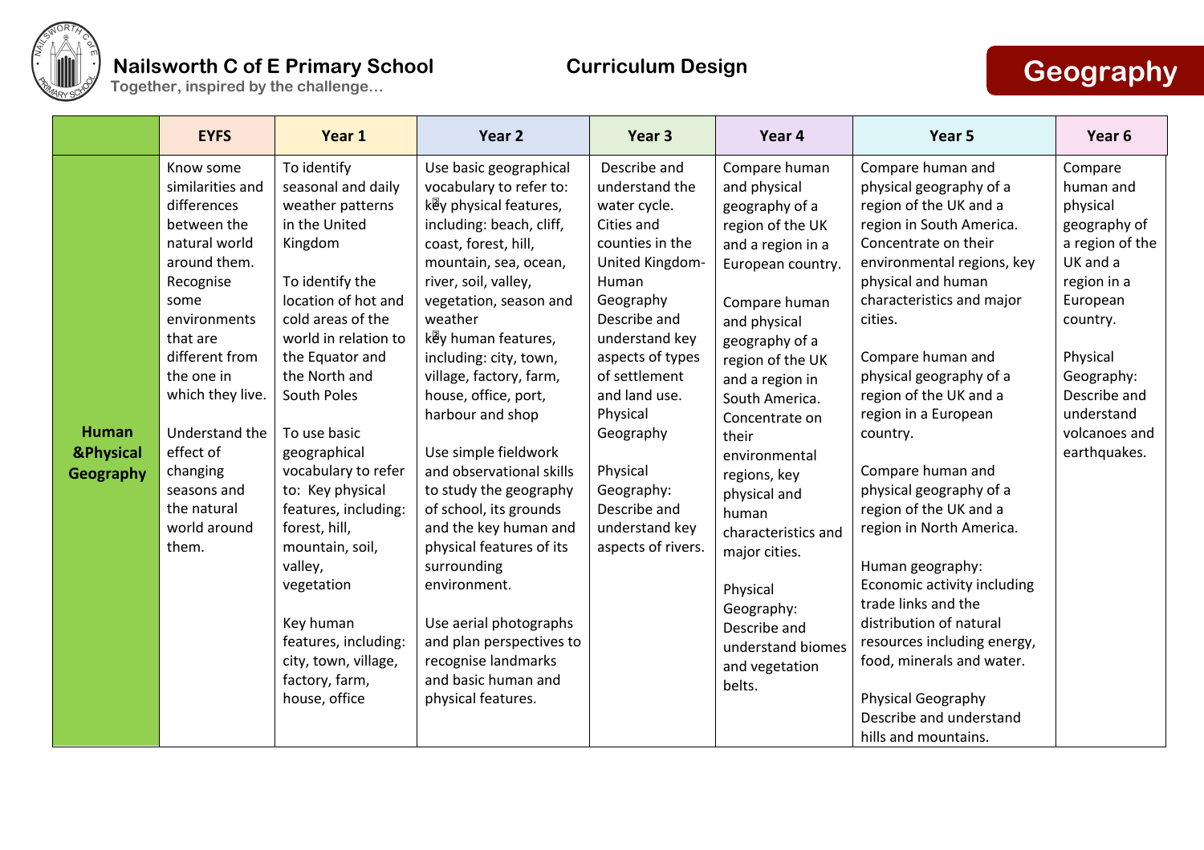**Nailsworth C of E Primary School**
Together, inspired by the challenge…

**Curriculum Design**

# Geography

| | EYFS | Year 1 | Year 2 | Year 3 | Year 4 | Year 5 | Year 6 |
|---|---|---|---|---|---|---|---|
| **Human &Physical Geography** | Know some similarities and differences between the natural world around them. Recognise some environments that are different from the one in which they live.<br><br>Understand the effect of changing seasons and the natural world around them. | To identify seasonal and daily weather patterns in the United Kingdom<br><br>To identify the location of hot and cold areas of the world in relation to the Equator and the North and South Poles<br><br>To use basic geographical vocabulary to refer to: Key physical features, including: forest, hill, mountain, soil, valley, vegetation<br><br>Key human features, including: city, town, village, factory, farm, house, office | Use basic geographical vocabulary to refer to: key physical features, including: beach, cliff, coast, forest, hill, mountain, sea, ocean, river, soil, valley, vegetation, season and weather key human features, including: city, town, village, factory, farm, house, office, port, harbour and shop<br><br>Use simple fieldwork and observational skills to study the geography of school, its grounds and the key human and physical features of its surrounding environment.<br><br>Use aerial photographs and plan perspectives to recognise landmarks and basic human and physical features. | Describe and understand the water cycle. Cities and counties in the United Kingdom- Human Geography Describe and understand key aspects of types of settlement and land use. Physical Geography<br><br>Physical Geography: Describe and understand key aspects of rivers. | Compare human and physical geography of a region of the UK and a region in a European country.<br><br>Compare human and physical geography of a region of the UK and a region in South America. Concentrate on their environmental regions, key physical and human characteristics and major cities.<br><br>Physical Geography: Describe and understand biomes and vegetation belts. | Compare human and physical geography of a region of the UK and a region in South America. Concentrate on their environmental regions, key physical and human characteristics and major cities.<br><br>Compare human and physical geography of a region of the UK and a region in a European country.<br><br>Compare human and physical geography of a region of the UK and a region in North America.<br><br>Human geography: Economic activity including trade links and the distribution of natural resources including energy, food, minerals and water.<br><br>Physical Geography Describe and understand hills and mountains. | Compare human and physical geography of a region of the UK and a region in a European country.<br><br>Physical Geography: Describe and understand volcanoes and earthquakes. |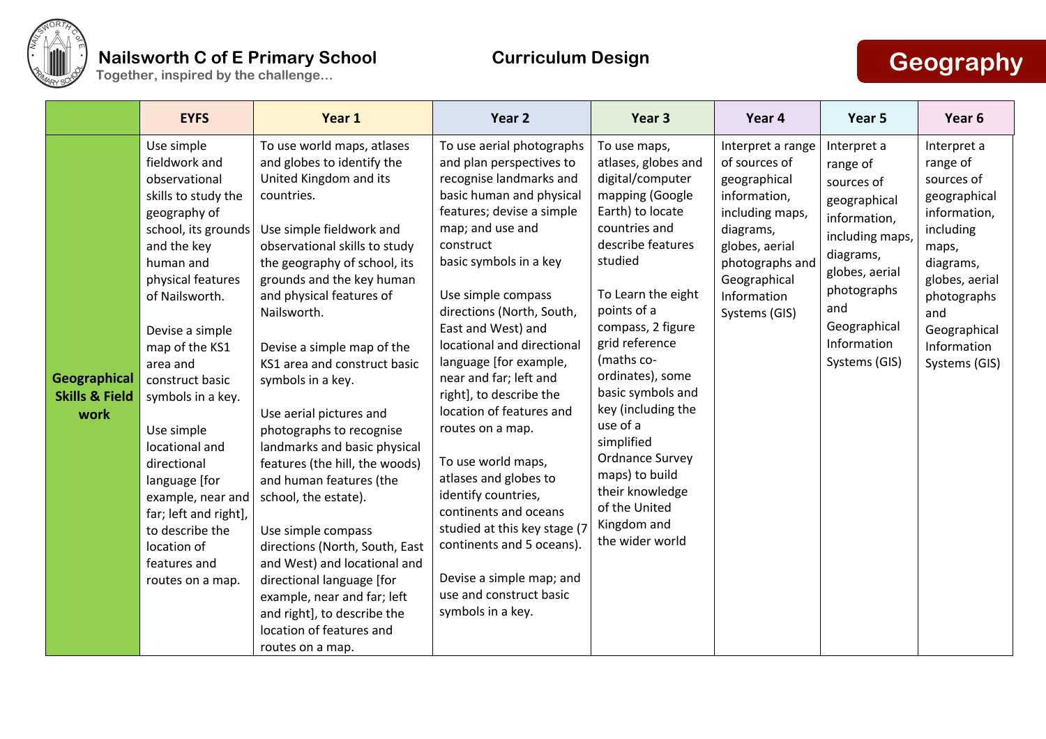# Nailsworth C of E Primary School

Together, inspired by the challenge…

**Curriculum Design**

**Geography**

| | EYFS | Year 1 | Year 2 | Year 3 | Year 4 | Year 5 | Year 6 |
|---|---|---|---|---|---|---|---|
| **Geographical Skills & Field work** | Use simple fieldwork and observational skills to study the geography of school, its grounds and the key human and physical features of Nailsworth.<br><br>Devise a simple map of the KS1 area and construct basic symbols in a key.<br><br>Use simple locational and directional language [for example, near and far; left and right], to describe the location of features and routes on a map. | To use world maps, atlases and globes to identify the United Kingdom and its countries.<br><br>Use simple fieldwork and observational skills to study the geography of school, its grounds and the key human and physical features of Nailsworth.<br><br>Devise a simple map of the KS1 area and construct basic symbols in a key.<br><br>Use aerial pictures and photographs to recognise landmarks and basic physical features (the hill, the woods) and human features (the school, the estate).<br><br>Use simple compass directions (North, South, East and West) and locational and directional language [for example, near and far; left and right], to describe the location of features and routes on a map. | To use aerial photographs and plan perspectives to recognise landmarks and basic human and physical features; devise a simple map; and use and construct basic symbols in a key<br><br>Use simple compass directions (North, South, East and West) and locational and directional language [for example, near and far; left and right], to describe the location of features and routes on a map.<br><br>To use world maps, atlases and globes to identify countries, continents and oceans studied at this key stage (7 continents and 5 oceans).<br><br>Devise a simple map; and use and construct basic symbols in a key. | To use maps, atlases, globes and digital/computer mapping (Google Earth) to locate countries and describe features studied<br><br>To Learn the eight points of a compass, 2 figure grid reference (maths co-ordinates), some basic symbols and key (including the use of a simplified Ordnance Survey maps) to build their knowledge of the United Kingdom and the wider world | Interpret a range of sources of geographical information, including maps, diagrams, globes, aerial photographs and Geographical Information Systems (GIS) | Interpret a range of sources of geographical information, including maps, diagrams, globes, aerial photographs and Geographical Information Systems (GIS) | Interpret a range of sources of geographical information, including maps, diagrams, globes, aerial photographs and Geographical Information Systems (GIS) |